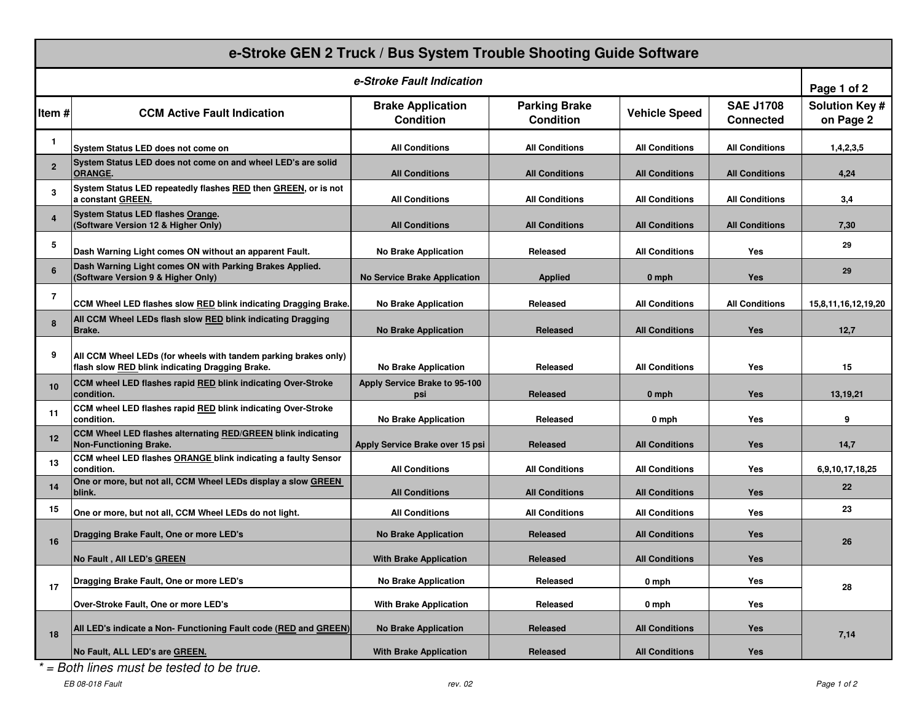# e-Stroke GEN 2 Truck / Bus System Trouble Shooting Guide Software

| e-Stroke Fault Indication | | | | | | Page 1 of 2 |
|---|---|---|---|---|---|---|
| **Item #** | **CCM Active Fault Indication** | **Brake Application Condition** | **Parking Brake Condition** | **Vehicle Speed** | **SAE J1708 Connected** | **Solution Key # on Page 2** |
| 1 | System Status LED does not come on | All Conditions | All Conditions | All Conditions | All Conditions | 1,4,2,3,5 |
| 2 | System Status LED does not come on and wheel LED's are solid <u>ORANGE</u>. | All Conditions | All Conditions | All Conditions | All Conditions | 4,24 |
| 3 | System Status LED repeatedly flashes <u>RED</u> then <u>GREEN</u>, or is not a constant <u>GREEN.</u> | All Conditions | All Conditions | All Conditions | All Conditions | 3,4 |
| 4 | System Status LED flashes <u>Orange</u>. (Software Version 12 & Higher Only) | All Conditions | All Conditions | All Conditions | All Conditions | 7,30 |
| 5 | Dash Warning Light comes ON without an apparent Fault. | No Brake Application | Released | All Conditions | Yes | 29 |
| 6 | Dash Warning Light comes ON with Parking Brakes Applied. (Software Version 9 & Higher Only) | No Service Brake Application | Applied | 0 mph | Yes | 29 |
| 7 | CCM Wheel LED flashes slow <u>RED</u> blink indicating Dragging Brake. | No Brake Application | Released | All Conditions | All Conditions | 15,8,11,16,12,19,20 |
| 8 | All CCM Wheel LEDs flash slow <u>RED</u> blink indicating Dragging Brake. | No Brake Application | Released | All Conditions | Yes | 12,7 |
| 9 | All CCM Wheel LEDs (for wheels with tandem parking brakes only) flash slow <u>RED</u> blink indicating Dragging Brake. | No Brake Application | Released | All Conditions | Yes | 15 |
| 10 | CCM wheel LED flashes rapid <u>RED</u> blink indicating Over-Stroke condition. | Apply Service Brake to 95-100 psi | Released | 0 mph | Yes | 13,19,21 |
| 11 | CCM wheel LED flashes rapid <u>RED</u> blink indicating Over-Stroke condition. | No Brake Application | Released | 0 mph | Yes | 9 |
| 12 | CCM Wheel LED flashes alternating <u>RED/GREEN</u> blink indicating Non-Functioning Brake. | Apply Service Brake over 15 psi | Released | All Conditions | Yes | 14,7 |
| 13 | CCM wheel LED flashes <u>ORANGE</u> blink indicating a faulty Sensor condition. | All Conditions | All Conditions | All Conditions | Yes | 6,9,10,17,18,25 |
| 14 | One or more, but not all, CCM Wheel LEDs display a slow <u>GREEN</u> blink. | All Conditions | All Conditions | All Conditions | Yes | 22 |
| 15 | One or more, but not all, CCM Wheel LEDs do not light. | All Conditions | All Conditions | All Conditions | Yes | 23 |
| 16 | Dragging Brake Fault, One or more LED's | No Brake Application | Released | All Conditions | Yes | 26 |
| | No Fault , All LED's <u>GREEN</u> | With Brake Application | Released | All Conditions | Yes | |
| 17 | Dragging Brake Fault, One or more LED's | No Brake Application | Released | 0 mph | Yes | 28 |
| | Over-Stroke Fault, One or more LED's | With Brake Application | Released | 0 mph | Yes | |
| 18 | All LED's indicate a Non- Functioning Fault code (<u>RED</u> and <u>GREEN</u>) | No Brake Application | Released | All Conditions | Yes | 7,14 |
| | No Fault, ALL LED's are <u>GREEN.</u> | With Brake Application | Released | All Conditions | Yes | |

*\* = Both lines must be tested to be true.*

EB 08-018 Fault — rev. 02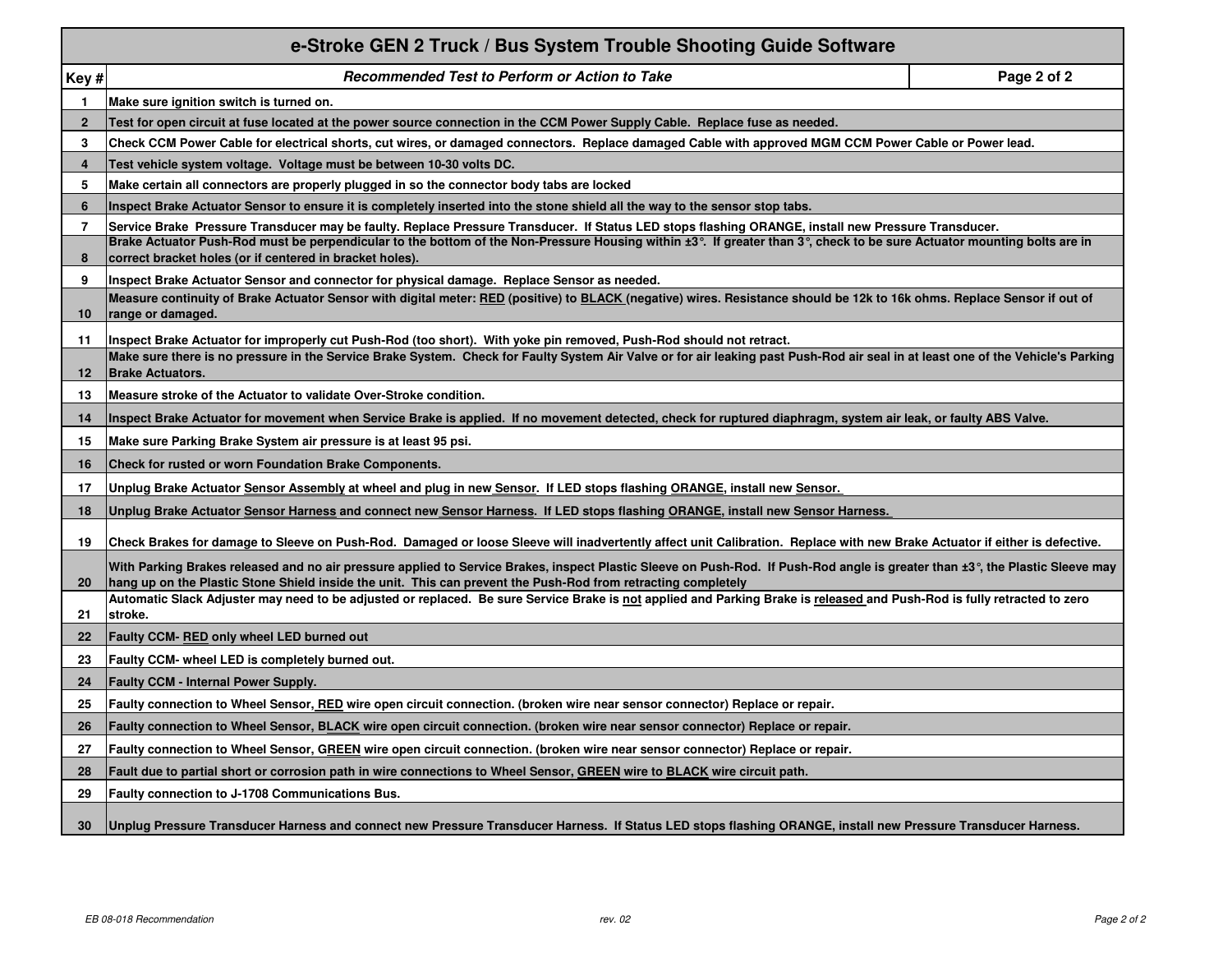# e-Stroke GEN 2 Truck / Bus System Trouble Shooting Guide Software

| Key # | *Recommended Test to Perform or Action to Take* |
|---|---|
| 1 | Make sure ignition switch is turned on. |
| 2 | Test for open circuit at fuse located at the power source connection in the CCM Power Supply Cable. Replace fuse as needed. |
| 3 | Check CCM Power Cable for electrical shorts, cut wires, or damaged connectors. Replace damaged Cable with approved MGM CCM Power Cable or Power lead. |
| 4 | Test vehicle system voltage. Voltage must be between 10-30 volts DC. |
| 5 | Make certain all connectors are properly plugged in so the connector body tabs are locked |
| 6 | Inspect Brake Actuator Sensor to ensure it is completely inserted into the stone shield all the way to the sensor stop tabs. |
| 7 | Service Brake Pressure Transducer may be faulty. Replace Pressure Transducer. If Status LED stops flashing ORANGE, install new Pressure Transducer. |
| 8 | Brake Actuator Push-Rod must be perpendicular to the bottom of the Non-Pressure Housing within ±3°. If greater than 3°, check to be sure Actuator mounting bolts are in correct bracket holes (or if centered in bracket holes). |
| 9 | Inspect Brake Actuator Sensor and connector for physical damage. Replace Sensor as needed. |
| 10 | Measure continuity of Brake Actuator Sensor with digital meter: <u>RED</u> (positive) to <u>BLACK</u> (negative) wires. Resistance should be 12k to 16k ohms. Replace Sensor if out of range or damaged. |
| 11 | Inspect Brake Actuator for improperly cut Push-Rod (too short). With yoke pin removed, Push-Rod should not retract. |
| 12 | Make sure there is no pressure in the Service Brake System. Check for Faulty System Air Valve or for air leaking past Push-Rod air seal in at least one of the Vehicle's Parking Brake Actuators. |
| 13 | Measure stroke of the Actuator to validate Over-Stroke condition. |
| 14 | Inspect Brake Actuator for movement when Service Brake is applied. If no movement detected, check for ruptured diaphragm, system air leak, or faulty ABS Valve. |
| 15 | Make sure Parking Brake System air pressure is at least 95 psi. |
| 16 | Check for rusted or worn Foundation Brake Components. |
| 17 | Unplug Brake Actuator <u>Sensor Assembly</u> at wheel and plug in new <u>Sensor</u>. If LED stops flashing <u>ORANGE</u>, install new <u>Sensor.</u> |
| 18 | Unplug Brake Actuator <u>Sensor Harness</u> and connect new <u>Sensor Harness</u>. If LED stops flashing <u>ORANGE</u>, install new <u>Sensor Harness.</u> |
| 19 | Check Brakes for damage to Sleeve on Push-Rod. Damaged or loose Sleeve will inadvertently affect unit Calibration. Replace with new Brake Actuator if either is defective. |
| 20 | With Parking Brakes released and no air pressure applied to Service Brakes, inspect Plastic Sleeve on Push-Rod. If Push-Rod angle is greater than ±3°, the Plastic Sleeve may hang up on the Plastic Stone Shield inside the unit. This can prevent the Push-Rod from retracting completely |
| 21 | Automatic Slack Adjuster may need to be adjusted or replaced. Be sure Service Brake is <u>not</u> applied and Parking Brake is <u>released</u> and Push-Rod is fully retracted to zero stroke. |
| 22 | Faulty CCM- <u>RED</u> only wheel LED burned out |
| 23 | Faulty CCM- wheel LED is completely burned out. |
| 24 | Faulty CCM - Internal Power Supply. |
| 25 | Faulty connection to Wheel Sensor, <u>RED</u> wire open circuit connection. (broken wire near sensor connector) Replace or repair. |
| 26 | Faulty connection to Wheel Sensor, <u>BLACK</u> wire open circuit connection. (broken wire near sensor connector) Replace or repair. |
| 27 | Faulty connection to Wheel Sensor, <u>GREEN</u> wire open circuit connection. (broken wire near sensor connector) Replace or repair. |
| 28 | Fault due to partial short or corrosion path in wire connections to Wheel Sensor, <u>GREEN</u> wire to <u>BLACK</u> wire circuit path. |
| 29 | Faulty connection to J-1708 Communications Bus. |
| 30 | Unplug Pressure Transducer Harness and connect new Pressure Transducer Harness. If Status LED stops flashing ORANGE, install new Pressure Transducer Harness. |

EB 08-018 Recommendation rev. 02